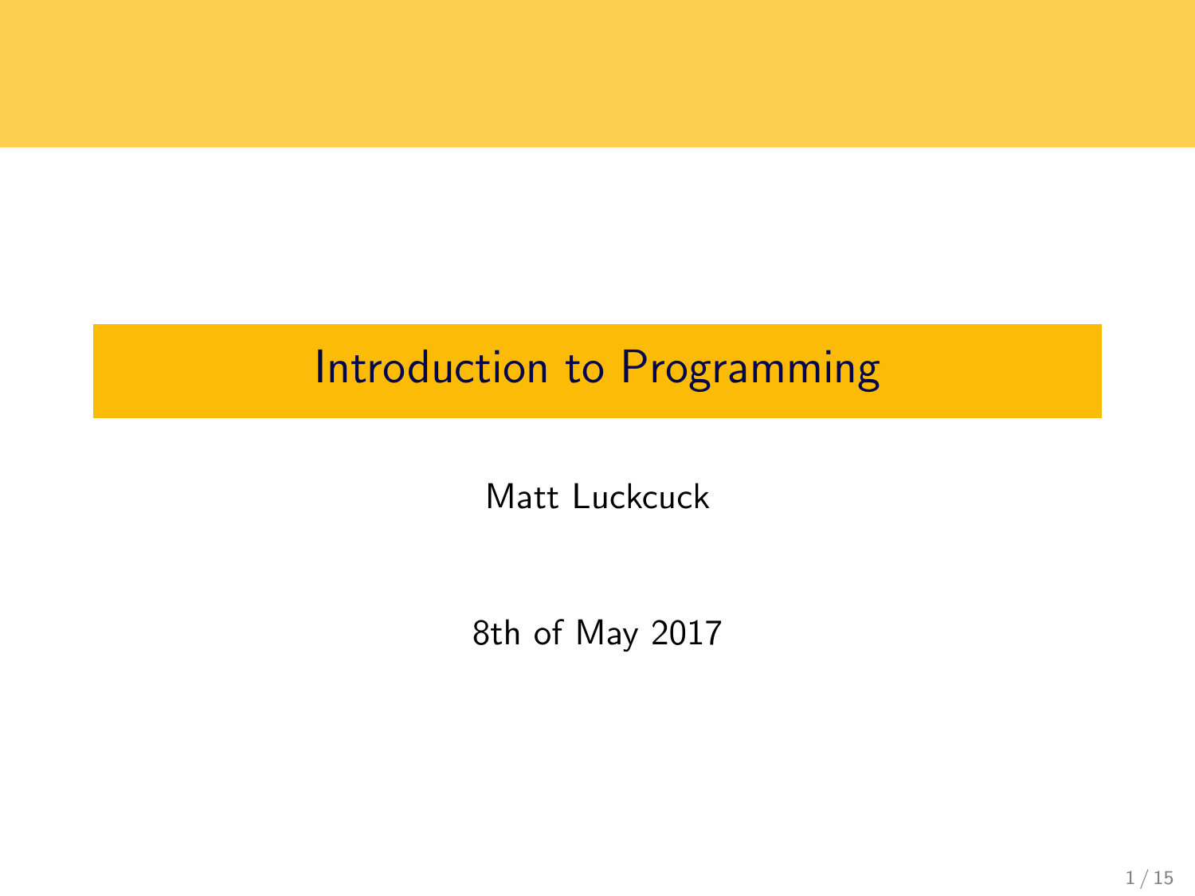# Introduction to Programming

Matt Luckcuck

8th of May 2017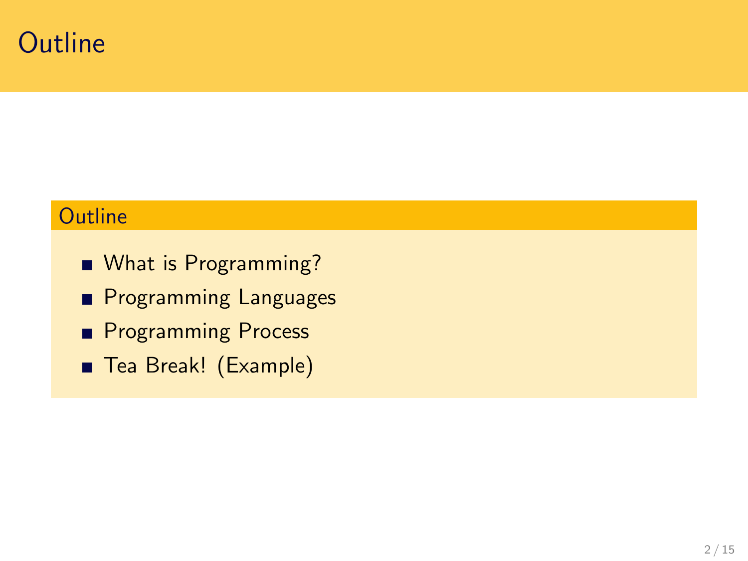# Outline

## Outline

- What is Programming?
- Programming Languages
- Programming Process
- Tea Break! (Example)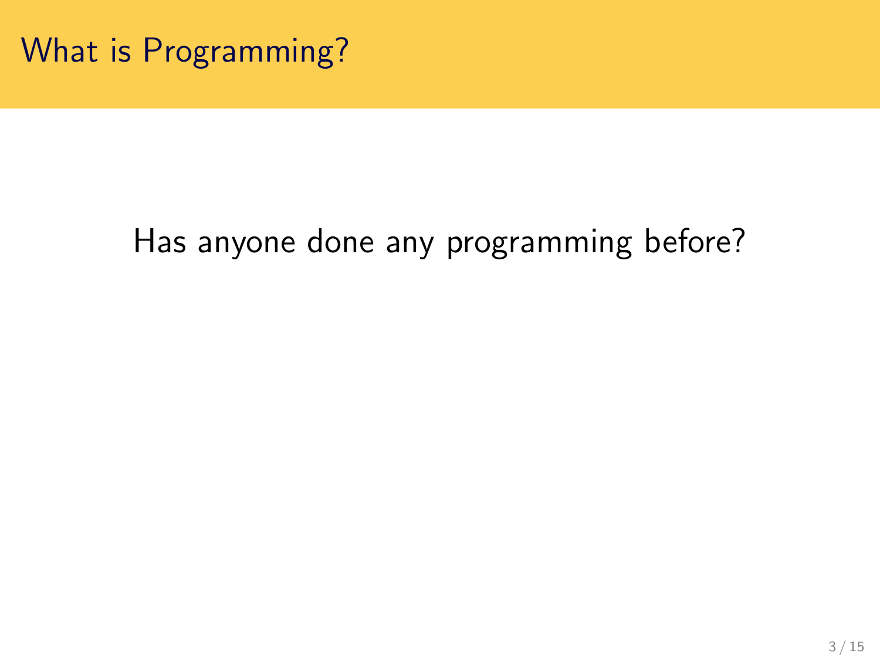# What is Programming?

Has anyone done any programming before?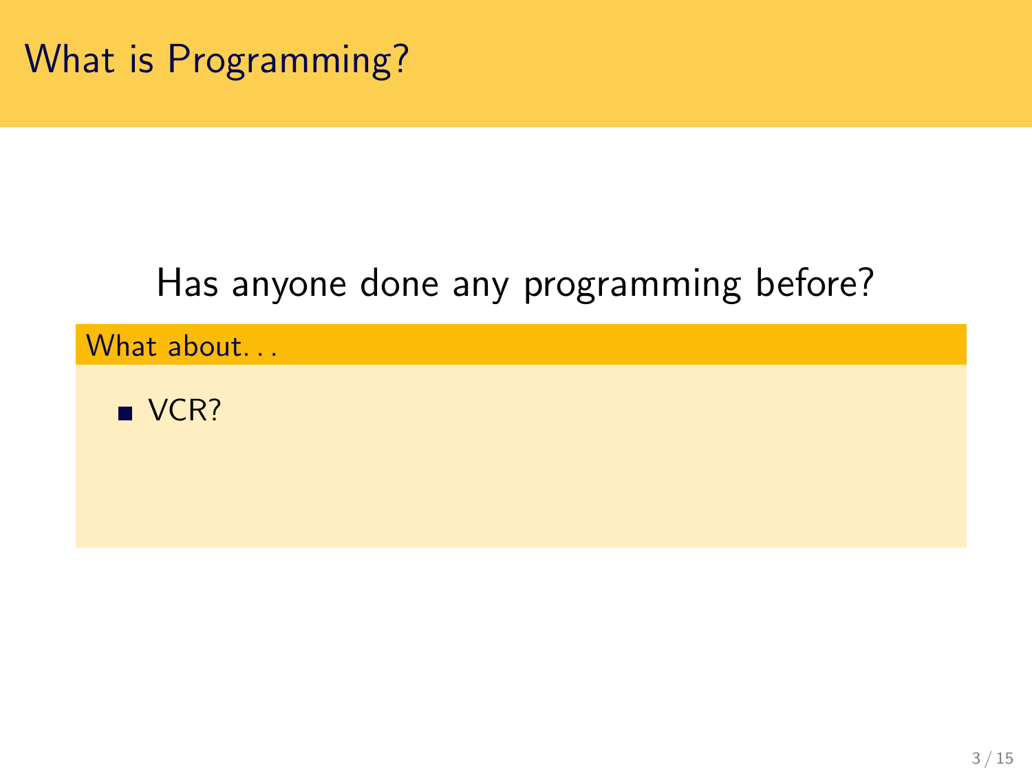# What is Programming?

Has anyone done any programming before?

**What about...**

- VCR?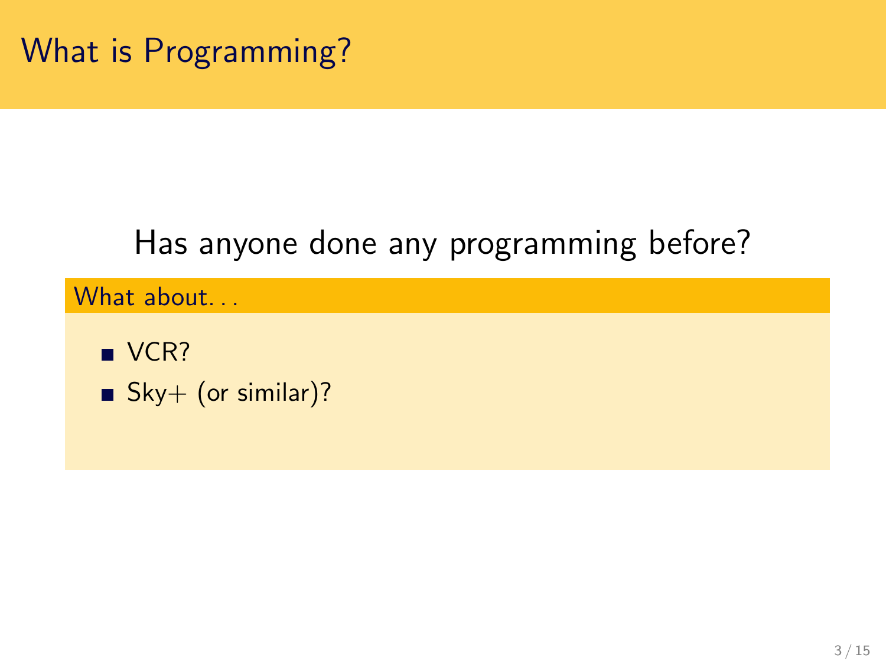# What is Programming?

Has anyone done any programming before?

**What about...**

- VCR?
- Sky+ (or similar)?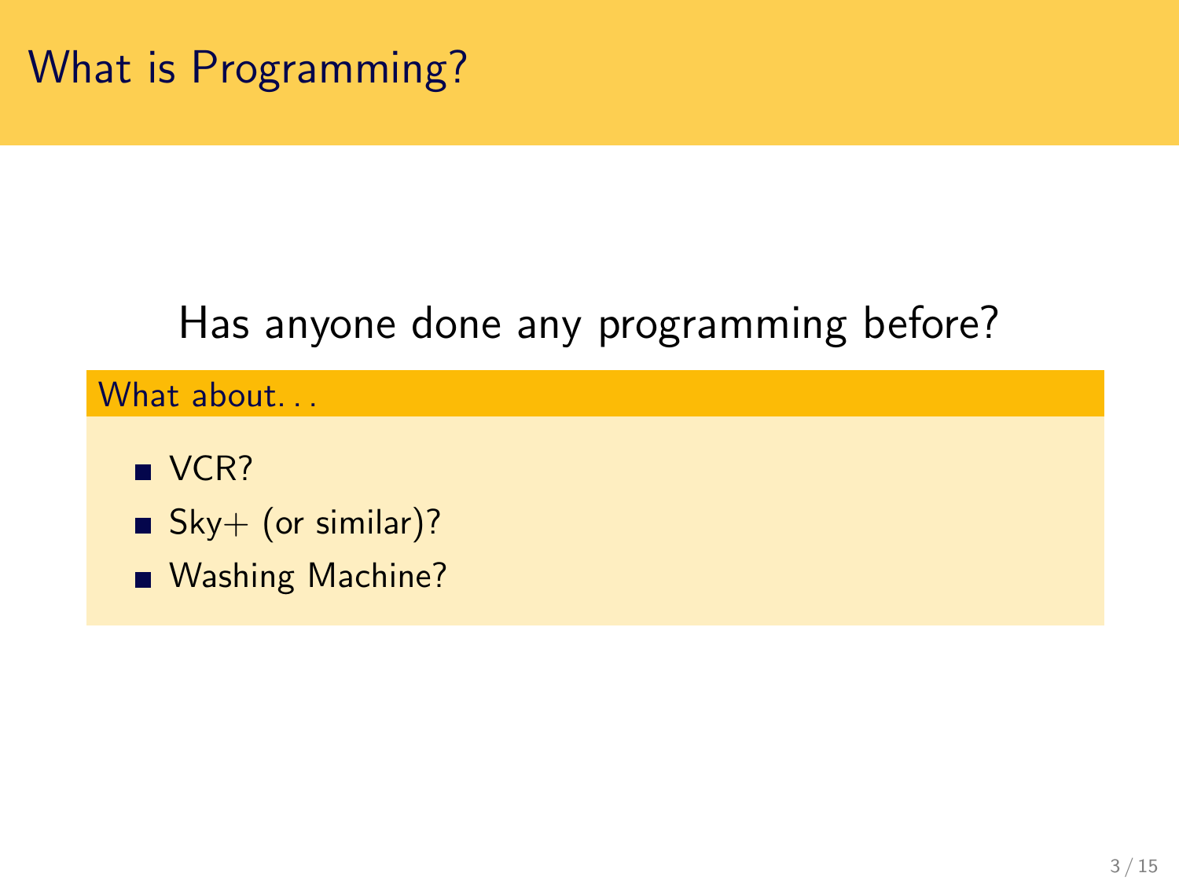# What is Programming?

Has anyone done any programming before?

**What about...**

- VCR?
- Sky+ (or similar)?
- Washing Machine?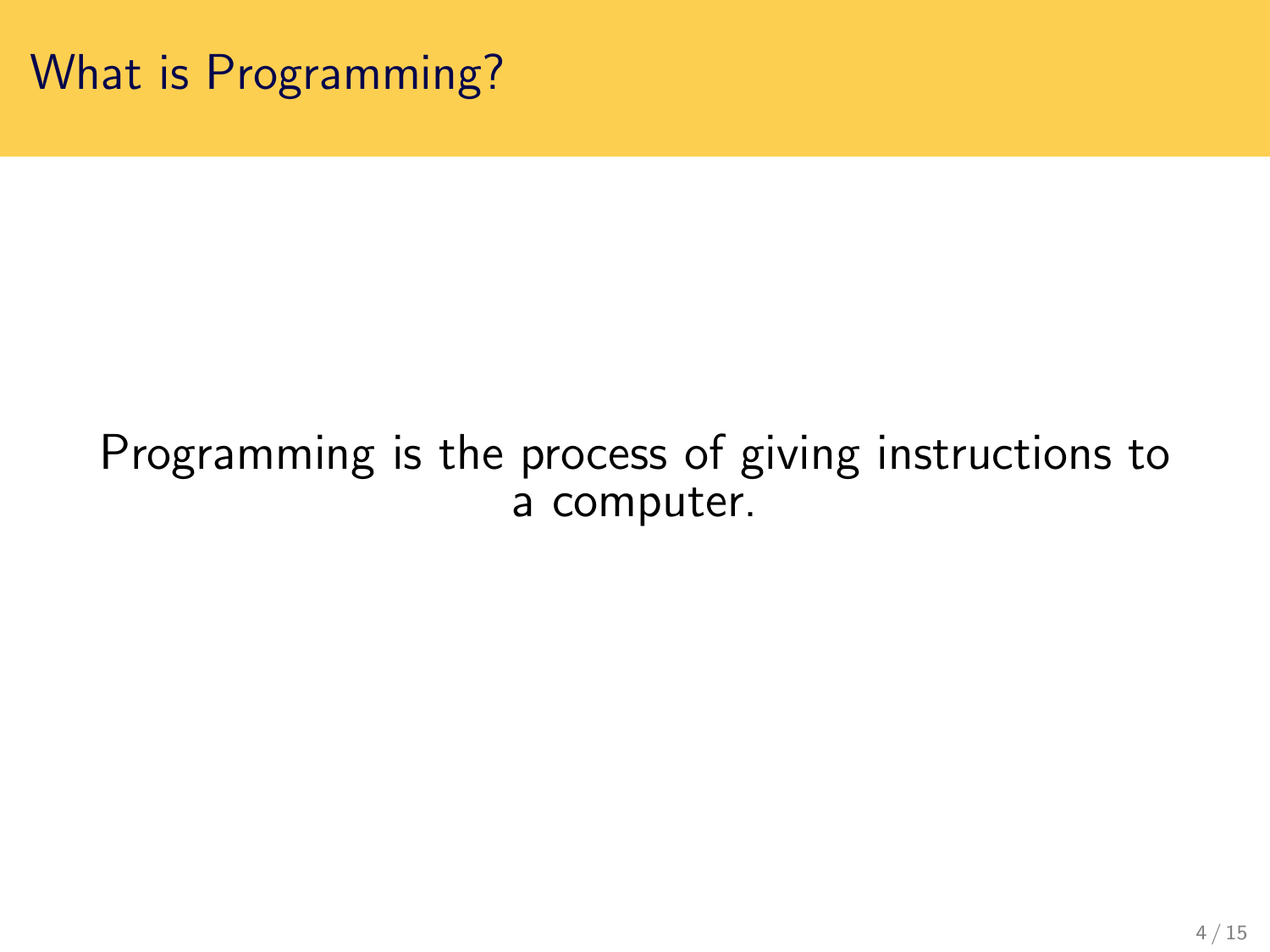# What is Programming?

Programming is the process of giving instructions to a computer.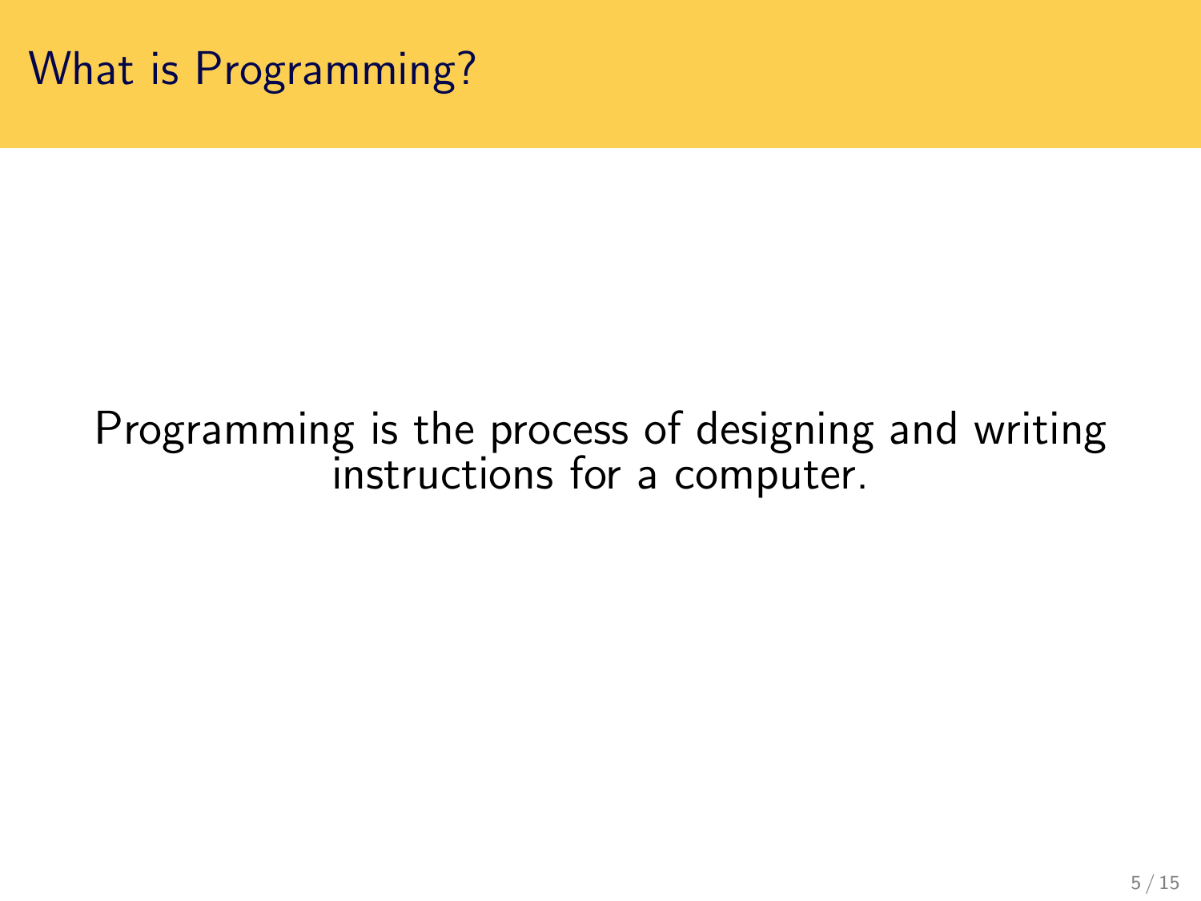# What is Programming?

Programming is the process of designing and writing instructions for a computer.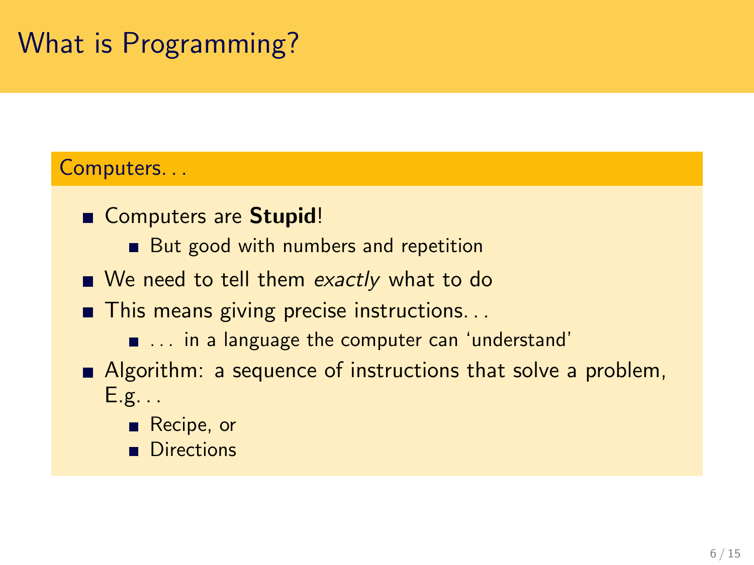# What is Programming?

## Computers. . .

- Computers are **Stupid**!
  - But good with numbers and repetition
- We need to tell them *exactly* what to do
- This means giving precise instructions. . .
  - . . . in a language the computer can 'understand'
- Algorithm: a sequence of instructions that solve a problem, E.g. . .
  - Recipe, or
  - Directions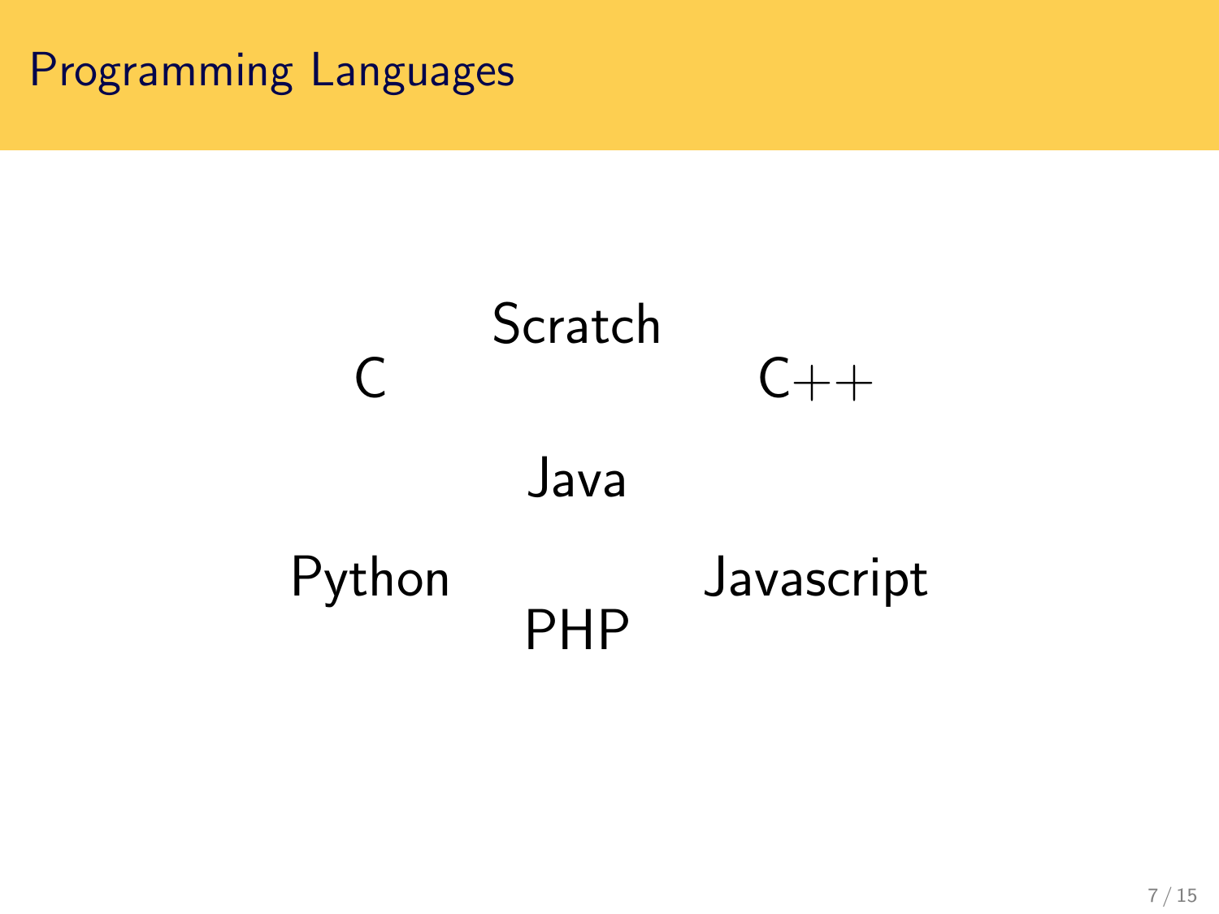# Programming Languages

Scratch

C

C++

Java

Python

Javascript

PHP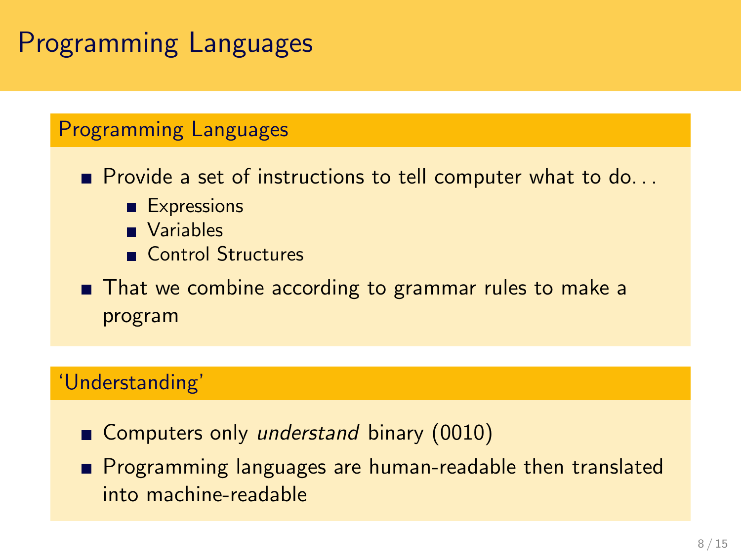# Programming Languages

## Programming Languages

- Provide a set of instructions to tell computer what to do...
  - Expressions
  - Variables
  - Control Structures
- That we combine according to grammar rules to make a program

## 'Understanding'

- Computers only *understand* binary (0010)
- Programming languages are human-readable then translated into machine-readable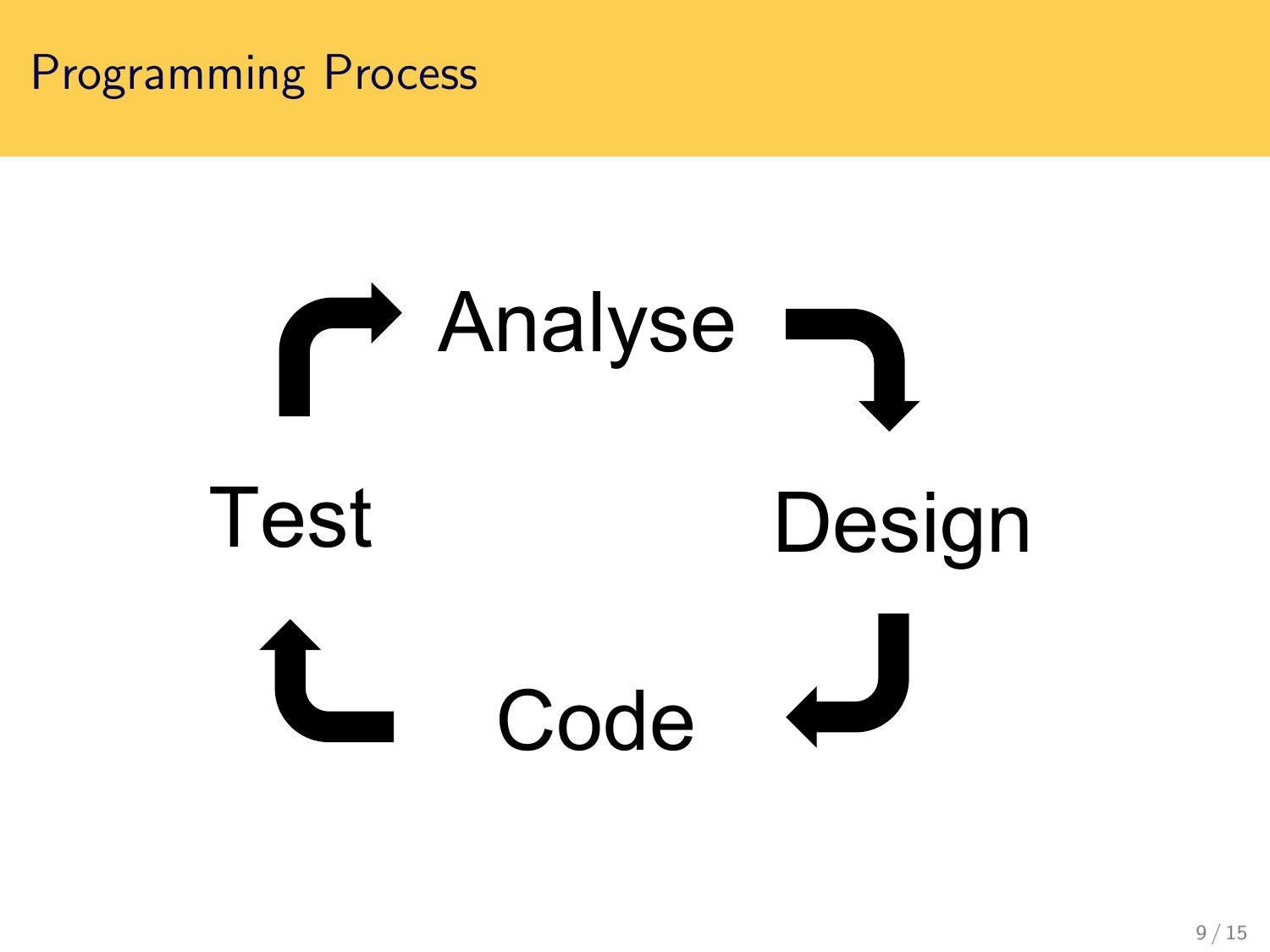# Programming Process

Analyse

Design

Code

Test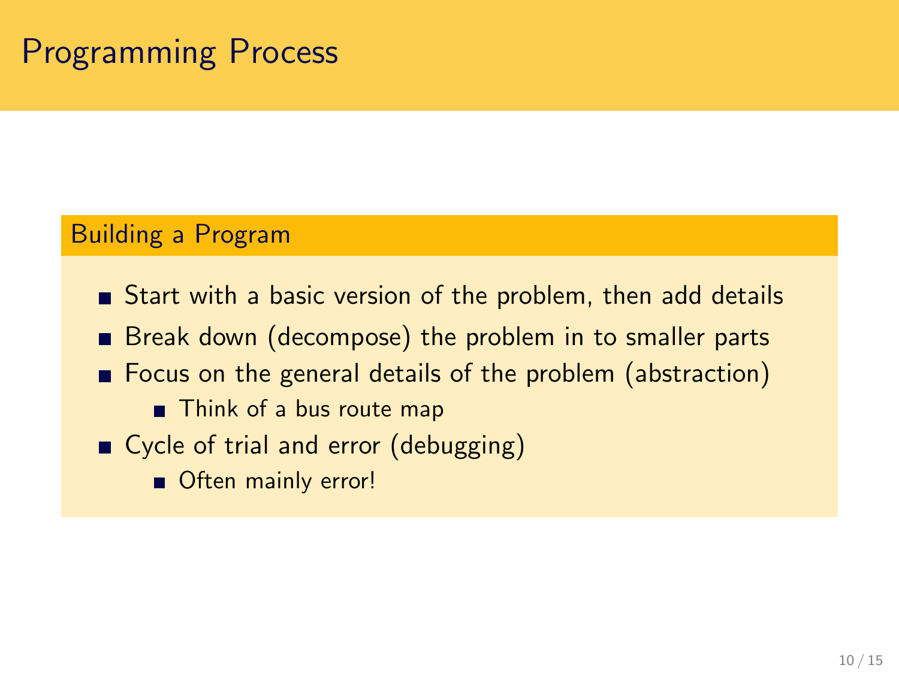# Programming Process

## Building a Program

- Start with a basic version of the problem, then add details
- Break down (decompose) the problem in to smaller parts
- Focus on the general details of the problem (abstraction)
  - Think of a bus route map
- Cycle of trial and error (debugging)
  - Often mainly error!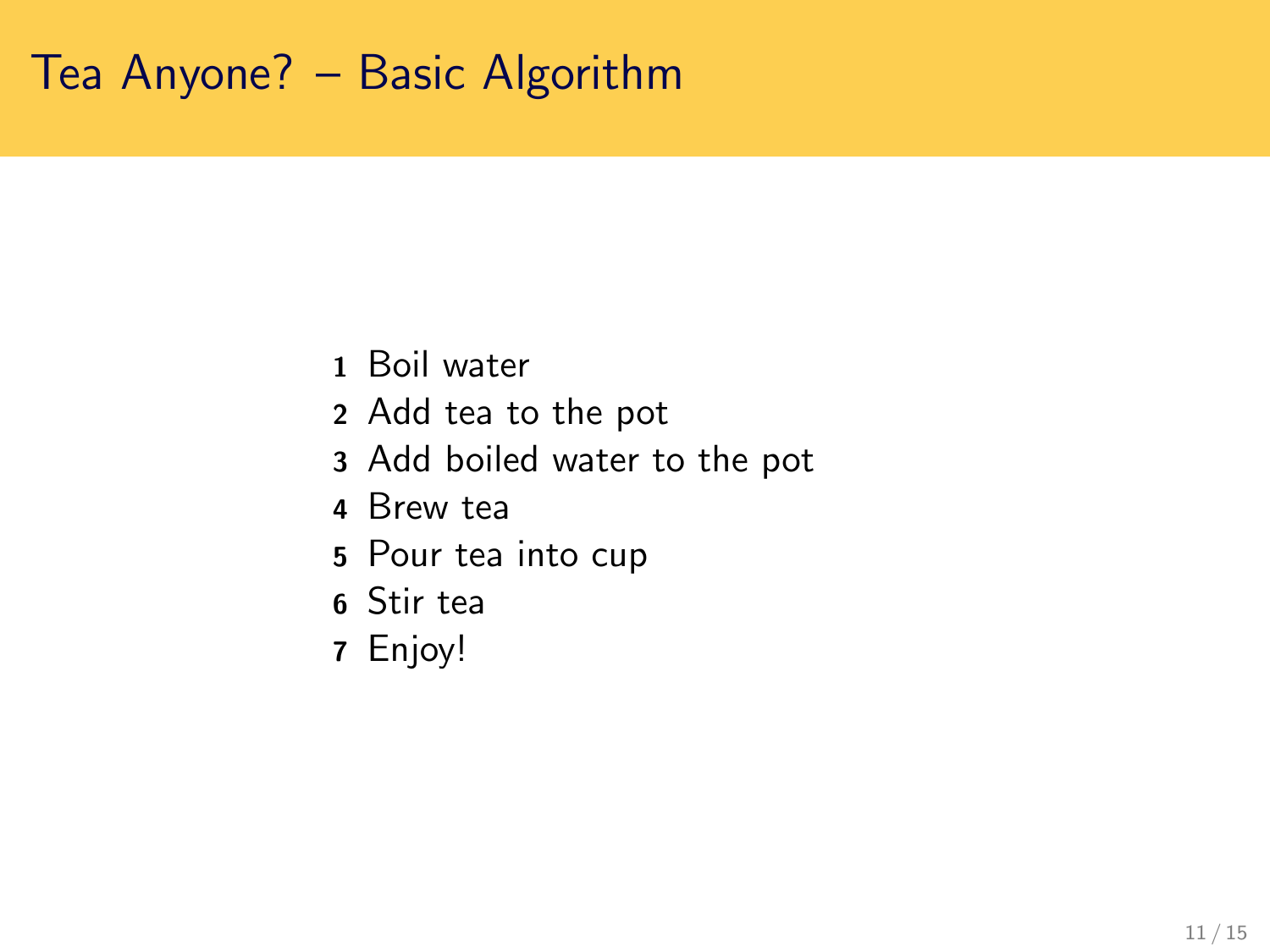# Tea Anyone? – Basic Algorithm

1. Boil water
2. Add tea to the pot
3. Add boiled water to the pot
4. Brew tea
5. Pour tea into cup
6. Stir tea
7. Enjoy!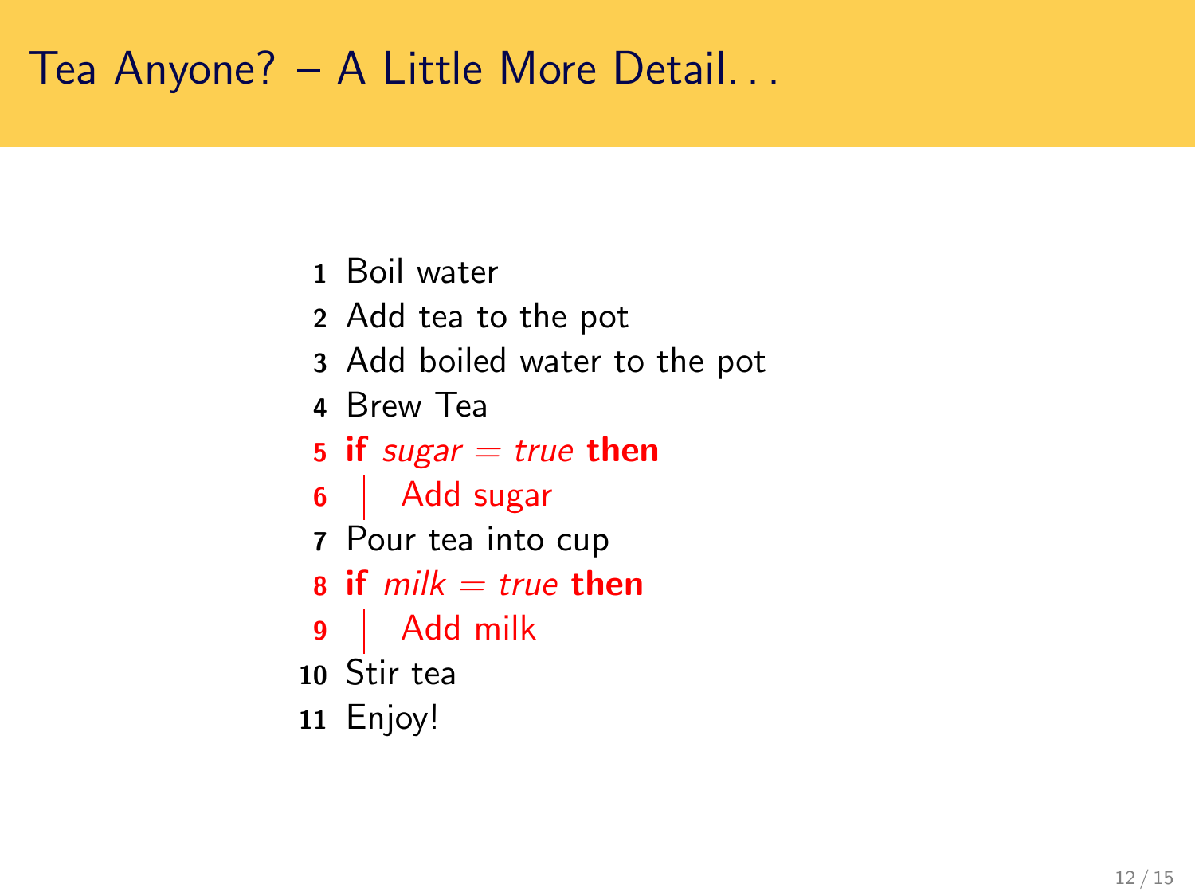# Tea Anyone? – A Little More Detail...

```
1  Boil water
2  Add tea to the pot
3  Add boiled water to the pot
4  Brew Tea
5  if sugar = true then
6  |   Add sugar
7  Pour tea into cup
8  if milk = true then
9  |   Add milk
10 Stir tea
11 Enjoy!
```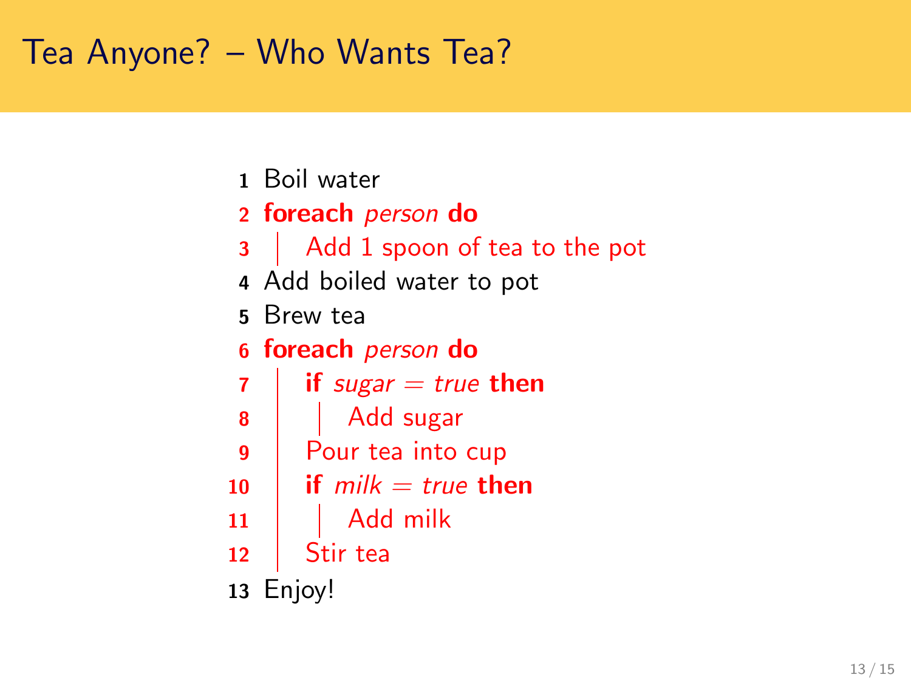# Tea Anyone? – Who Wants Tea?

```
1  Boil water
2  foreach person do
3  |   Add 1 spoon of tea to the pot
4  Add boiled water to pot
5  Brew tea
6  foreach person do
7  |   if sugar = true then
8  |   |   Add sugar
9  |   Pour tea into cup
10 |   if milk = true then
11 |   |   Add milk
12 |   Stir tea
13 Enjoy!
```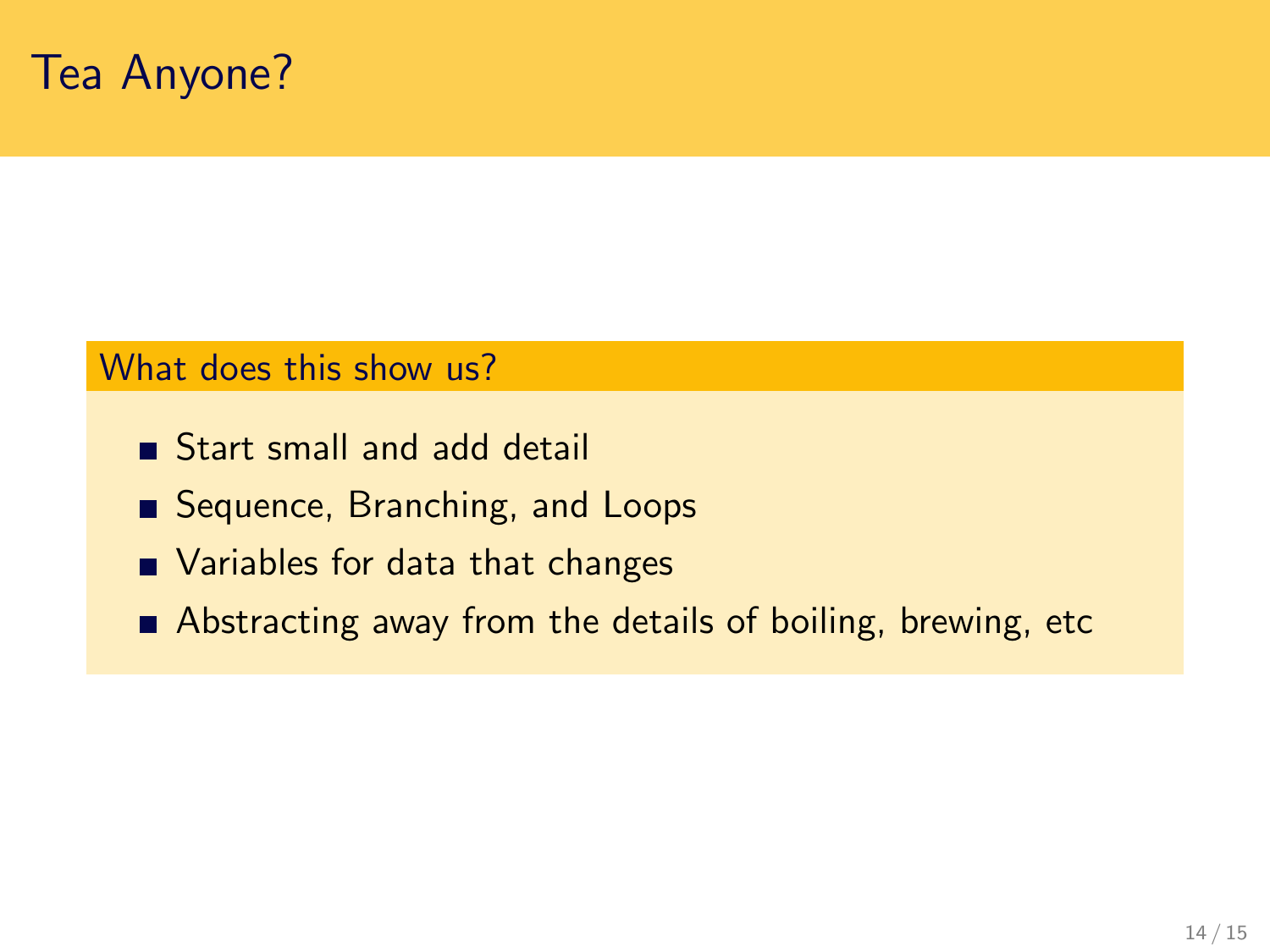# Tea Anyone?

## What does this show us?

- Start small and add detail
- Sequence, Branching, and Loops
- Variables for data that changes
- Abstracting away from the details of boiling, brewing, etc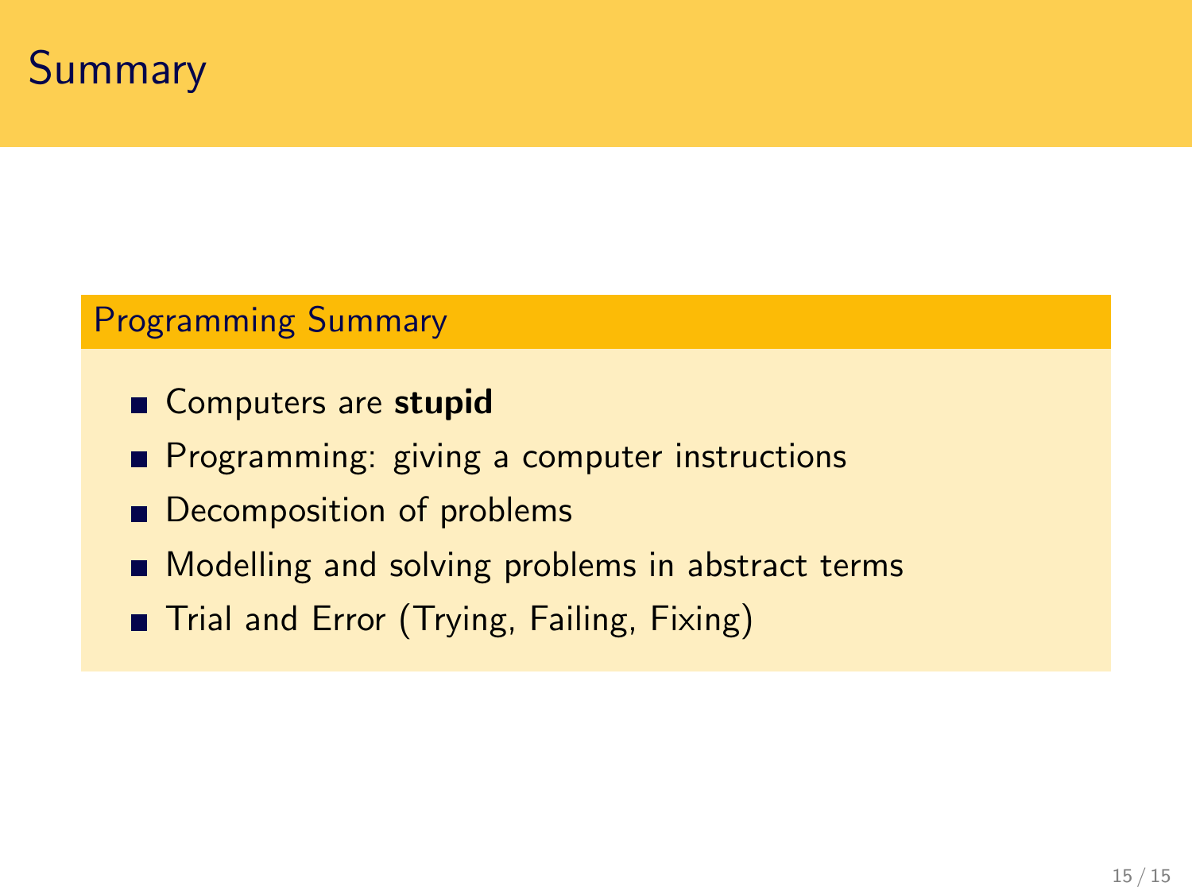# Summary

## Programming Summary

- Computers are **stupid**
- Programming: giving a computer instructions
- Decomposition of problems
- Modelling and solving problems in abstract terms
- Trial and Error (Trying, Failing, Fixing)